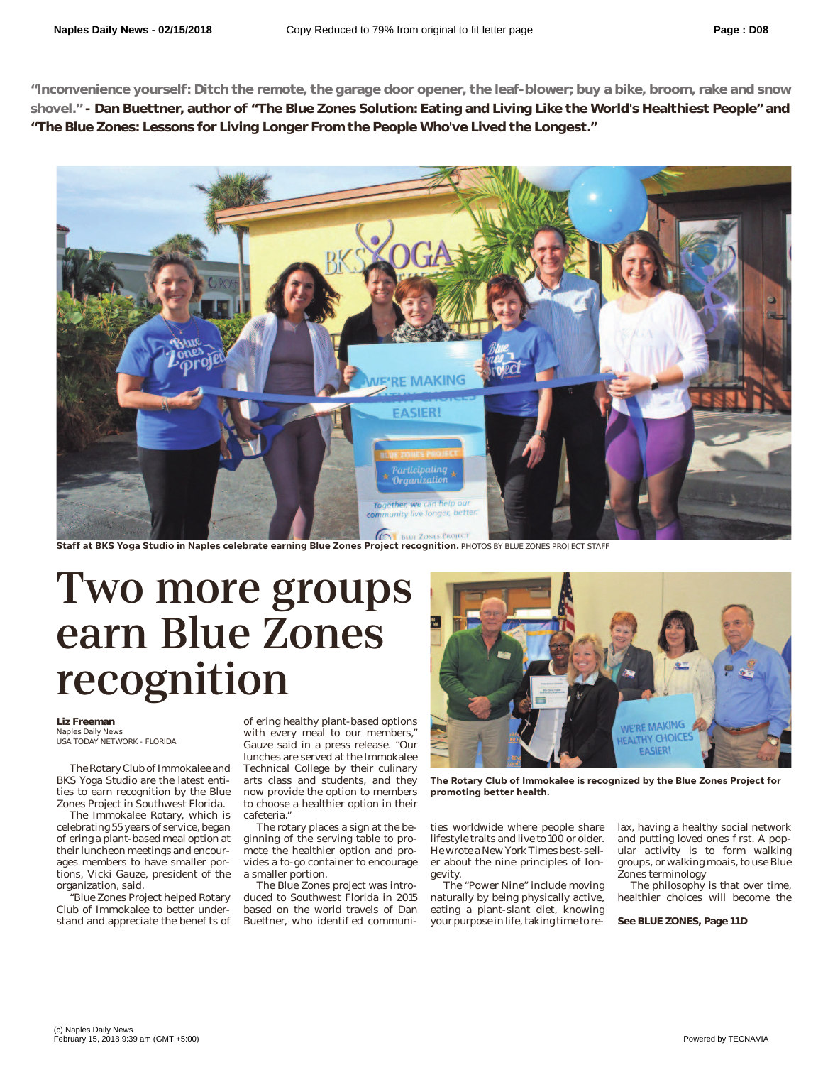**"Inconvenience yourself: Ditch the remote, the garage door opener, the leaf-blower; buy a bike, broom, rake and snow shovel." - Dan Buettner, author of "The Blue Zones Solution: Eating and Living Like the World's Healthiest People" and "The Blue Zones: Lessons for Living Longer From the People Who've Lived the Longest."**

**Staff at BKS Yoga Studio in Naples celebrate earning Blue Zones Project recognition.** PHOTOS BY BLUE ZONES PROJECT STAFF

# Two more groups earn Blue Zones recognition

**Liz Freeman**
Naples Daily News
USA TODAY NETWORK - FLORIDA

The Rotary Club of Immokalee and BKS Yoga Studio are the latest entities to earn recognition by the Blue Zones Project in Southwest Florida.

The Immokalee Rotary, which is celebrating 55 years of service, began offering a plant-based meal option at their luncheon meetings and encourages members to have smaller portions, Vicki Gauze, president of the organization, said.

"Blue Zones Project helped Rotary Club of Immokalee to better understand and appreciate the benefits of offering healthy plant-based options with every meal to our members," Gauze said in a press release. "Our lunches are served at the Immokalee Technical College by their culinary arts class and students, and they now provide the option to members to choose a healthier option in their cafeteria."

The rotary places a sign at the beginning of the serving table to promote the healthier option and provides a to-go container to encourage a smaller portion.

**The Rotary Club of Immokalee is recognized by the Blue Zones Project for promoting better health.**

The Blue Zones project was introduced to Southwest Florida in 2015 based on the world travels of Dan Buettner, who identified communities worldwide where people share lifestyle traits and live to 100 or older. He wrote a New York Times best-seller about the nine principles of longevity.

The "Power Nine" include moving naturally by being physically active, eating a plant-slant diet, knowing your purpose in life, taking time to relax, having a healthy social network and putting loved ones first. A popular activity is to form walking groups, or walking moais, to use Blue Zones terminology

The philosophy is that over time, healthier choices will become the

**See BLUE ZONES, Page 11D**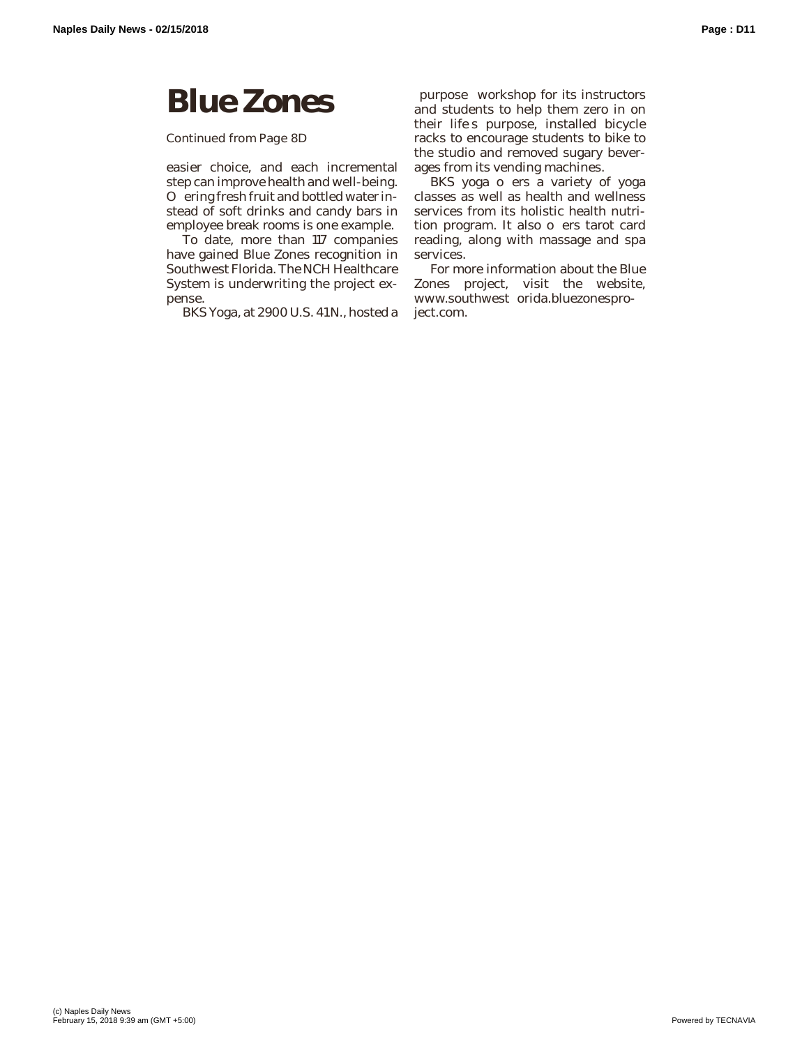# Blue Zones

Continued from Page 8D

easier choice, and each incremental step can improve health and well-being. O ering fresh fruit and bottled water instead of soft drinks and candy bars in employee break rooms is one example.

To date, more than 117 companies have gained Blue Zones recognition in Southwest Florida. The NCH Healthcare System is underwriting the project expense.

BKS Yoga, at 2900 U.S. 41N., hosted a purpose workshop for its instructors and students to help them zero in on their life s purpose, installed bicycle racks to encourage students to bike to the studio and removed sugary beverages from its vending machines.

BKS yoga o ers a variety of yoga classes as well as health and wellness services from its holistic health nutrition program. It also o ers tarot card reading, along with massage and spa services.

For more information about the Blue Zones project, visit the website, www.southwest orida.bluezonesproject.com.